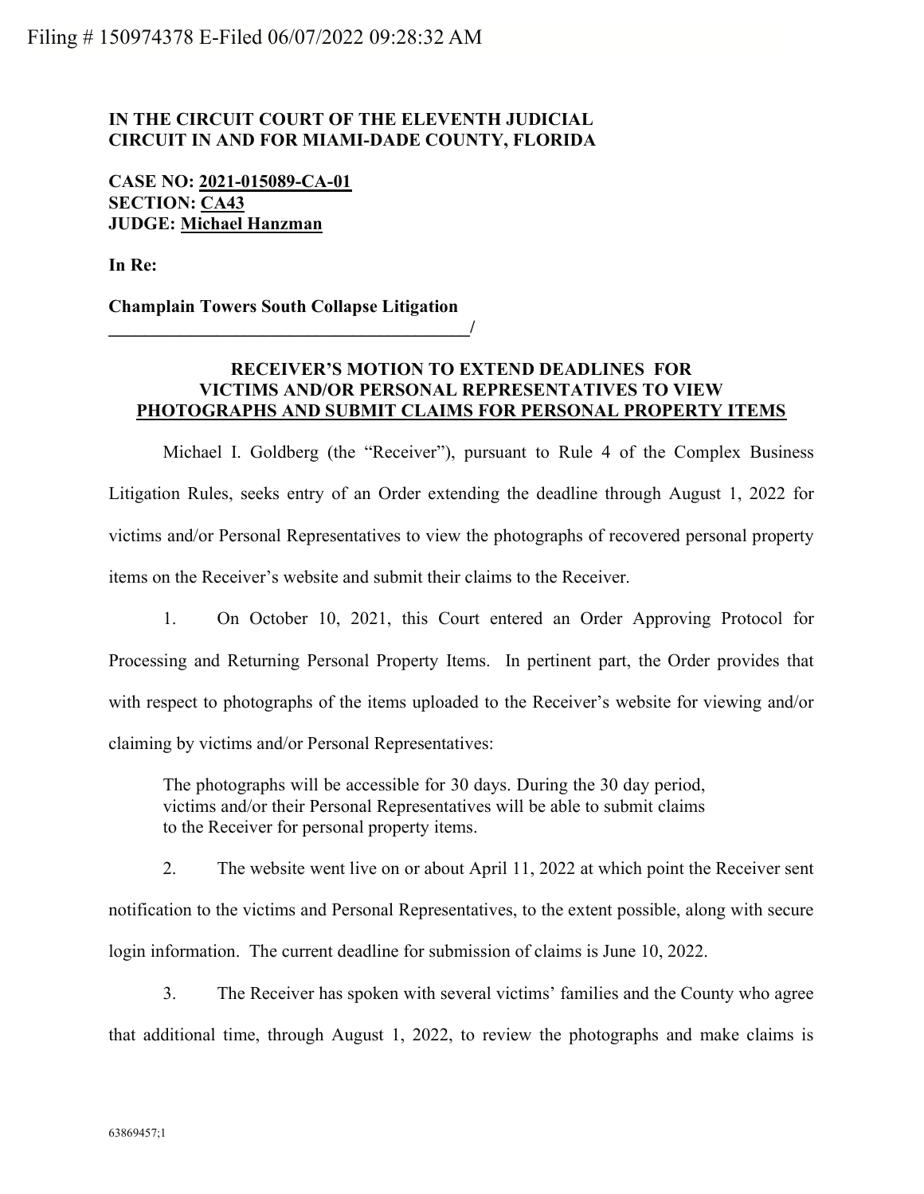Filing # 150974378 E-Filed 06/07/2022 09:28:32 AM

**IN THE CIRCUIT COURT OF THE ELEVENTH JUDICIAL CIRCUIT IN AND FOR MIAMI-DADE COUNTY, FLORIDA**

**CASE NO: 2021-015089-CA-01**
**SECTION: CA43**
**JUDGE: Michael Hanzman**

**In Re:**

**Champlain Towers South Collapse Litigation**
**_________________________________________/**

**RECEIVER'S MOTION TO EXTEND DEADLINES FOR VICTIMS AND/OR PERSONAL REPRESENTATIVES TO VIEW PHOTOGRAPHS AND SUBMIT CLAIMS FOR PERSONAL PROPERTY ITEMS**

Michael I. Goldberg (the "Receiver"), pursuant to Rule 4 of the Complex Business Litigation Rules, seeks entry of an Order extending the deadline through August 1, 2022 for victims and/or Personal Representatives to view the photographs of recovered personal property items on the Receiver's website and submit their claims to the Receiver.

1. On October 10, 2021, this Court entered an Order Approving Protocol for Processing and Returning Personal Property Items. In pertinent part, the Order provides that with respect to photographs of the items uploaded to the Receiver's website for viewing and/or claiming by victims and/or Personal Representatives:

> The photographs will be accessible for 30 days. During the 30 day period, victims and/or their Personal Representatives will be able to submit claims to the Receiver for personal property items.

2. The website went live on or about April 11, 2022 at which point the Receiver sent notification to the victims and Personal Representatives, to the extent possible, along with secure login information. The current deadline for submission of claims is June 10, 2022.

3. The Receiver has spoken with several victims' families and the County who agree that additional time, through August 1, 2022, to review the photographs and make claims is

63869457;1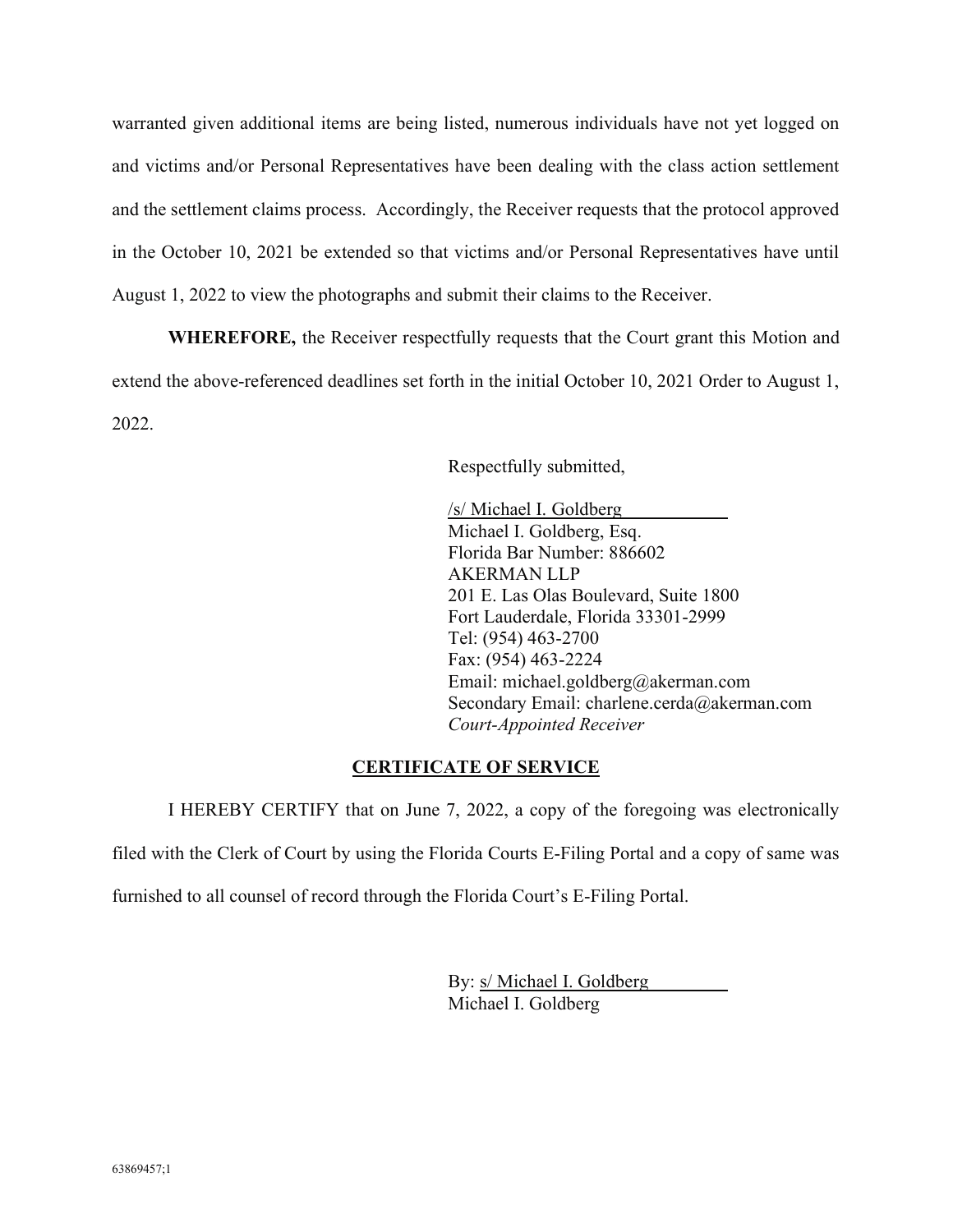warranted given additional items are being listed, numerous individuals have not yet logged on and victims and/or Personal Representatives have been dealing with the class action settlement and the settlement claims process. Accordingly, the Receiver requests that the protocol approved in the October 10, 2021 be extended so that victims and/or Personal Representatives have until August 1, 2022 to view the photographs and submit their claims to the Receiver.

**WHEREFORE,** the Receiver respectfully requests that the Court grant this Motion and extend the above-referenced deadlines set forth in the initial October 10, 2021 Order to August 1, 2022.

Respectfully submitted,

/s/ Michael I. Goldberg
Michael I. Goldberg, Esq.
Florida Bar Number: 886602
AKERMAN LLP
201 E. Las Olas Boulevard, Suite 1800
Fort Lauderdale, Florida 33301-2999
Tel: (954) 463-2700
Fax: (954) 463-2224
Email: michael.goldberg@akerman.com
Secondary Email: charlene.cerda@akerman.com
*Court-Appointed Receiver*

## CERTIFICATE OF SERVICE

I HEREBY CERTIFY that on June 7, 2022, a copy of the foregoing was electronically filed with the Clerk of Court by using the Florida Courts E-Filing Portal and a copy of same was furnished to all counsel of record through the Florida Court's E-Filing Portal.

By: s/ Michael I. Goldberg
Michael I. Goldberg

63869457;1